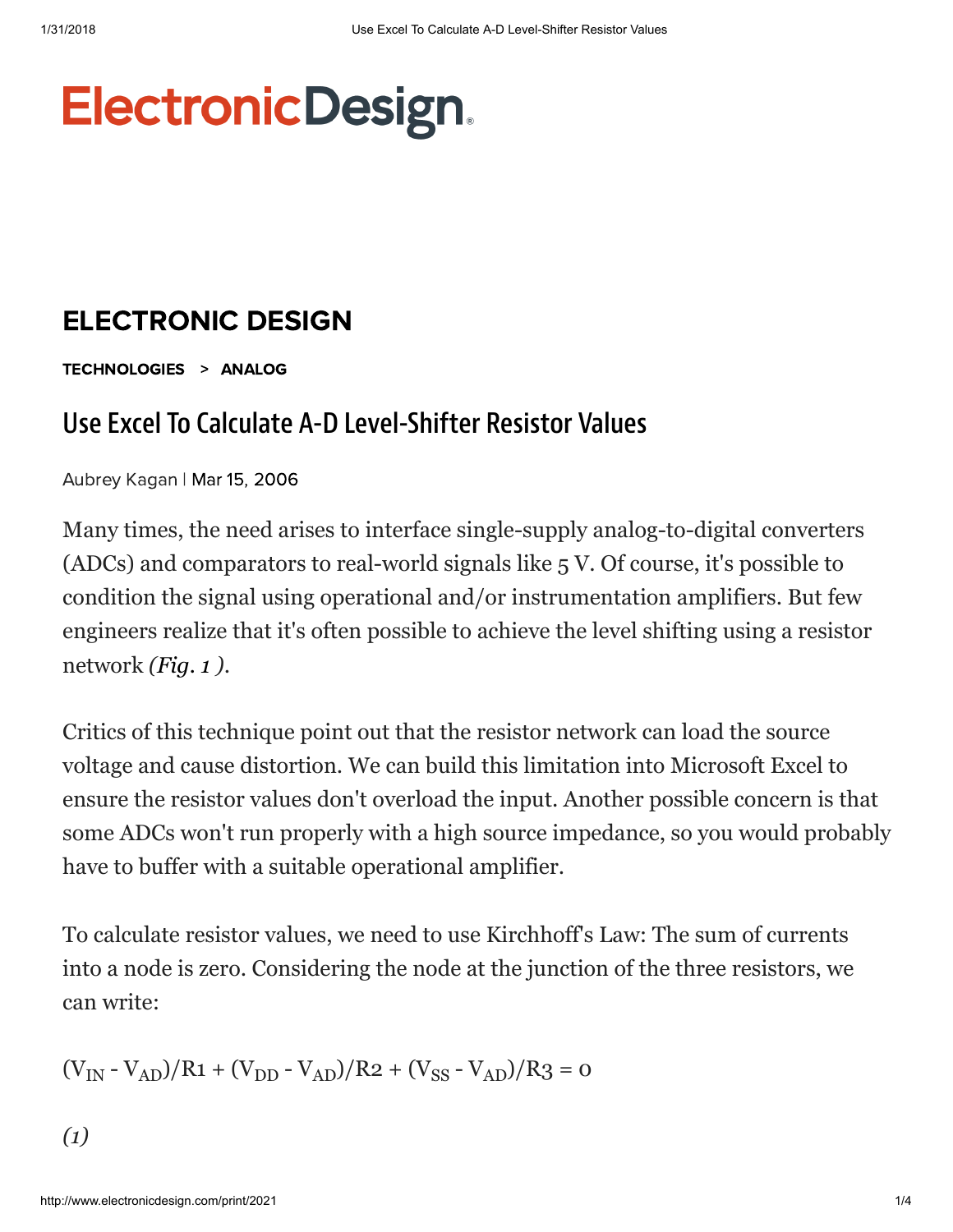# ElectronicDesign

## ELECTRONIC DESIGN

**TECHNOLOGIES > ANALOG**

# Use Excel To Calculate A-D Level-Shifter Resistor Values

Aubrey Kagan | Mar 15, 2006

Many times, the need arises to interface single-supply analog-to-digital converters (ADCs) and comparators to real-world signals like 5 V. Of course, it's possible to condition the signal using operational and/or instrumentation amplifiers. But few engineers realize that it's often possible to achieve the level shifting using a resistor network *(Fig. 1 )*.

Critics of this technique point out that the resistor network can load the source voltage and cause distortion. We can build this limitation into Microsoft Excel to ensure the resistor values don't overload the input. Another possible concern is that some ADCs won't run properly with a high source impedance, so you would probably have to buffer with a suitable operational amplifier.

To calculate resistor values, we need to use Kirchhoff's Law: The sum of currents into a node is zero. Considering the node at the junction of the three resistors, we can write:

$$(V_{IN} - V_{AD})/R1 + (V_{DD} - V_{AD})/R2 + (V_{SS} - V_{AD})/R3 = 0$$

*(1)*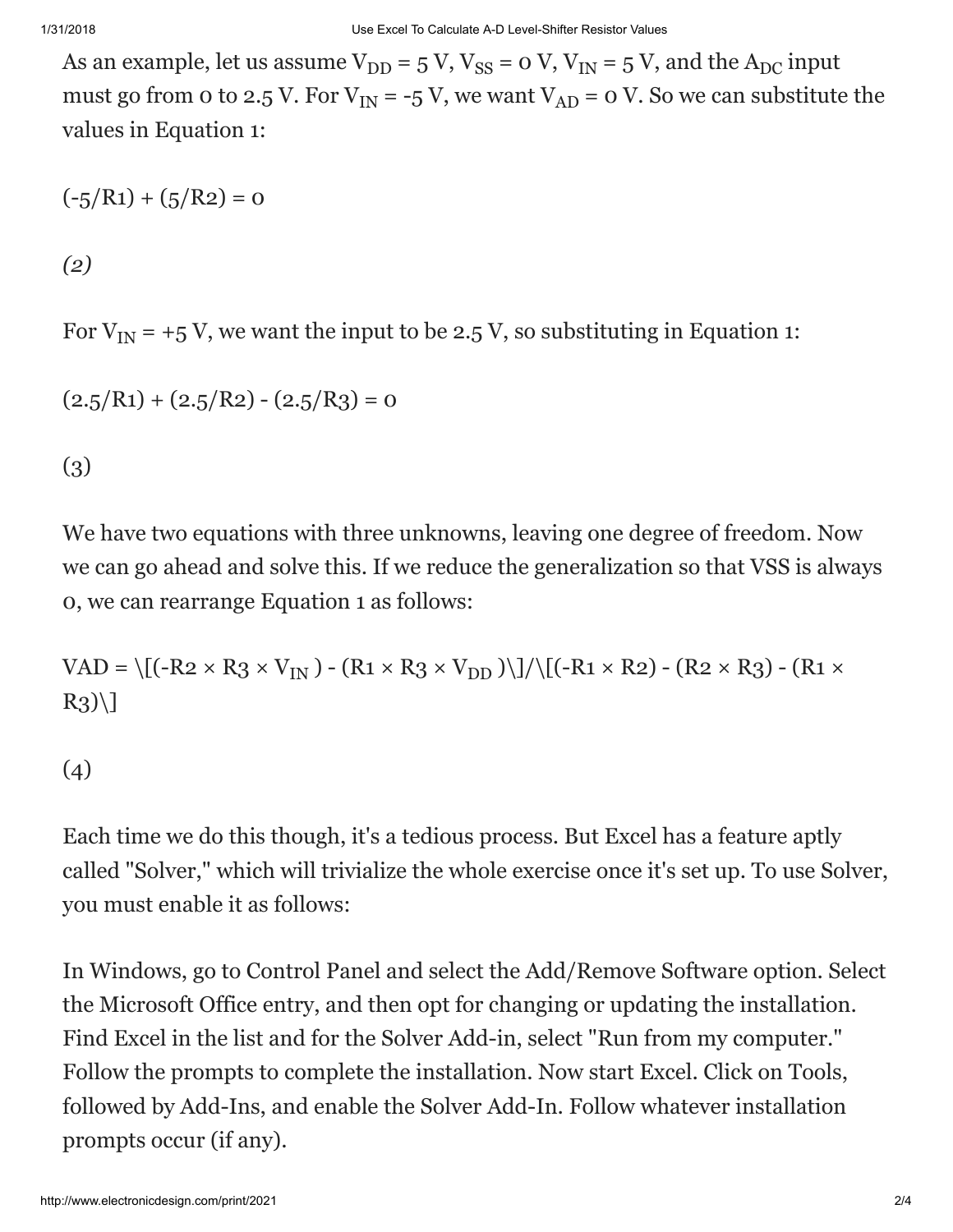As an example, let us assume $V_{DD}$ = 5 V, $V_{SS}$ = 0 V, $V_{IN}$ = 5 V, and the $A_{DC}$ input must go from 0 to 2.5 V. For $V_{IN}$ = -5 V, we want $V_{AD}$ = 0 V. So we can substitute the values in Equation 1:

$$(-5/R1) + (5/R2) = 0$$

*(2)*

For $V_{IN}$ = +5 V, we want the input to be 2.5 V, so substituting in Equation 1:

$$(2.5/R1) + (2.5/R2) - (2.5/R3) = 0$$

(3)

We have two equations with three unknowns, leaving one degree of freedom. Now we can go ahead and solve this. If we reduce the generalization so that VSS is always 0, we can rearrange Equation 1 as follows:

$$VAD = [(-R2 \times R3 \times V_{IN}) - (R1 \times R3 \times V_{DD})]/[(-R1 \times R2) - (R2 \times R3) - (R1 \times R3)]$$

(4)

Each time we do this though, it's a tedious process. But Excel has a feature aptly called "Solver," which will trivialize the whole exercise once it's set up. To use Solver, you must enable it as follows:

In Windows, go to Control Panel and select the Add/Remove Software option. Select the Microsoft Office entry, and then opt for changing or updating the installation. Find Excel in the list and for the Solver Add-in, select "Run from my computer." Follow the prompts to complete the installation. Now start Excel. Click on Tools, followed by Add-Ins, and enable the Solver Add-In. Follow whatever installation prompts occur (if any).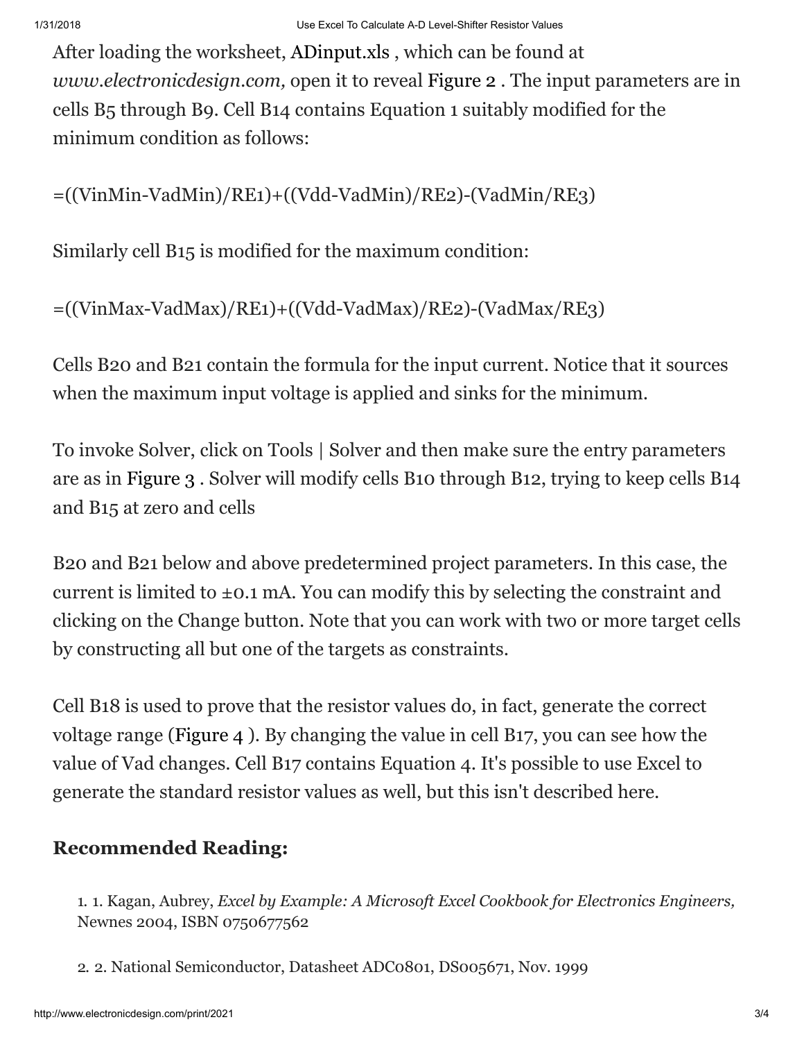After loading the worksheet, ADinput.xls , which can be found at *www.electronicdesign.com,* open it to reveal Figure 2 . The input parameters are in cells B5 through B9. Cell B14 contains Equation 1 suitably modified for the minimum condition as follows:

=((VinMin-VadMin)/RE1)+((Vdd-VadMin)/RE2)-(VadMin/RE3)

Similarly cell B15 is modified for the maximum condition:

=((VinMax-VadMax)/RE1)+((Vdd-VadMax)/RE2)-(VadMax/RE3)

Cells B20 and B21 contain the formula for the input current. Notice that it sources when the maximum input voltage is applied and sinks for the minimum.

To invoke Solver, click on Tools | Solver and then make sure the entry parameters are as in Figure 3 . Solver will modify cells B10 through B12, trying to keep cells B14 and B15 at zero and cells

B20 and B21 below and above predetermined project parameters. In this case, the current is limited to ±0.1 mA. You can modify this by selecting the constraint and clicking on the Change button. Note that you can work with two or more target cells by constructing all but one of the targets as constraints.

Cell B18 is used to prove that the resistor values do, in fact, generate the correct voltage range (Figure 4 ). By changing the value in cell B17, you can see how the value of Vad changes. Cell B17 contains Equation 4. It's possible to use Excel to generate the standard resistor values as well, but this isn't described here.

### Recommended Reading:

1. 1. Kagan, Aubrey, *Excel by Example: A Microsoft Excel Cookbook for Electronics Engineers,* Newnes 2004, ISBN 0750677562
2. 2. National Semiconductor, Datasheet ADC0801, DS005671, Nov. 1999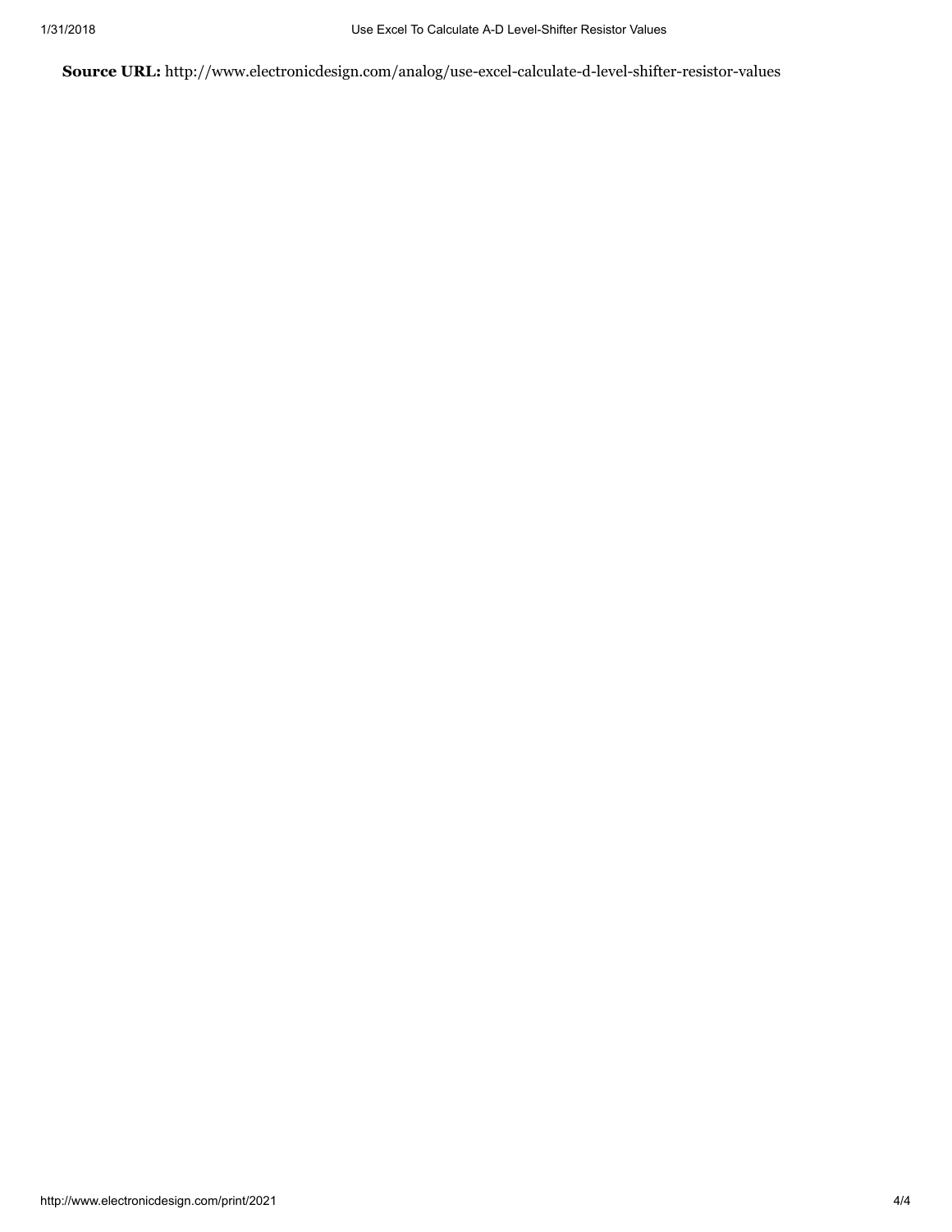**Source URL:** http://www.electronicdesign.com/analog/use-excel-calculate-d-level-shifter-resistor-values